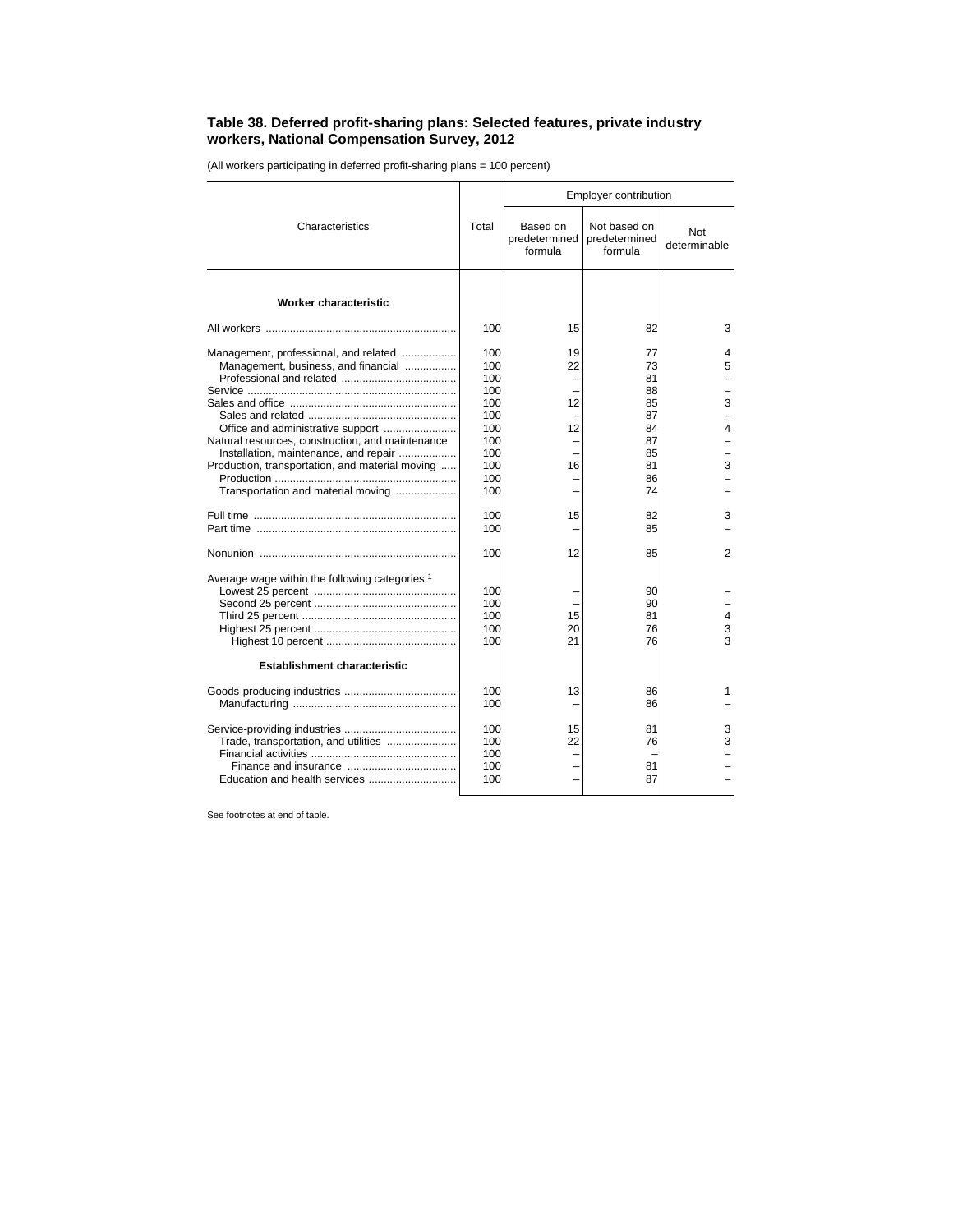## Table 38. Deferred profit-sharing plans: Selected features, private industry workers, National Compensation Survey, 2012

(All workers participating in deferred profit-sharing plans = 100 percent)

| Characteristics | Total | Employer contribution | | |
|---|---|---|---|---|
| | | Based on predetermined formula | Not based on predetermined formula | Not determinable |
| **Worker characteristic** | | | | |
| All workers | 100 | 15 | 82 | 3 |
| Management, professional, and related | 100 | 19 | 77 | 4 |
| Management, business, and financial | 100 | 22 | 73 | 5 |
| Professional and related | 100 | – | 81 | – |
| Service | 100 | – | 88 | – |
| Sales and office | 100 | 12 | 85 | 3 |
| Sales and related | 100 | – | 87 | – |
| Office and administrative support | 100 | 12 | 84 | 4 |
| Natural resources, construction, and maintenance | 100 | – | 87 | – |
| Installation, maintenance, and repair | 100 | – | 85 | – |
| Production, transportation, and material moving | 100 | 16 | 81 | 3 |
| Production | 100 | – | 86 | – |
| Transportation and material moving | 100 | – | 74 | – |
| Full time | 100 | 15 | 82 | 3 |
| Part time | 100 | – | 85 | – |
| Nonunion | 100 | 12 | 85 | 2 |
| Average wage within the following categories:[1] | | | | |
| Lowest 25 percent | 100 | – | 90 | – |
| Second 25 percent | 100 | – | 90 | – |
| Third 25 percent | 100 | 15 | 81 | 4 |
| Highest 25 percent | 100 | 20 | 76 | 3 |
| Highest 10 percent | 100 | 21 | 76 | 3 |
| **Establishment characteristic** | | | | |
| Goods-producing industries | 100 | 13 | 86 | 1 |
| Manufacturing | 100 | – | 86 | – |
| Service-providing industries | 100 | 15 | 81 | 3 |
| Trade, transportation, and utilities | 100 | 22 | 76 | 3 |
| Financial activities | 100 | – | – | – |
| Finance and insurance | 100 | – | 81 | – |
| Education and health services | 100 | – | 87 | – |

See footnotes at end of table.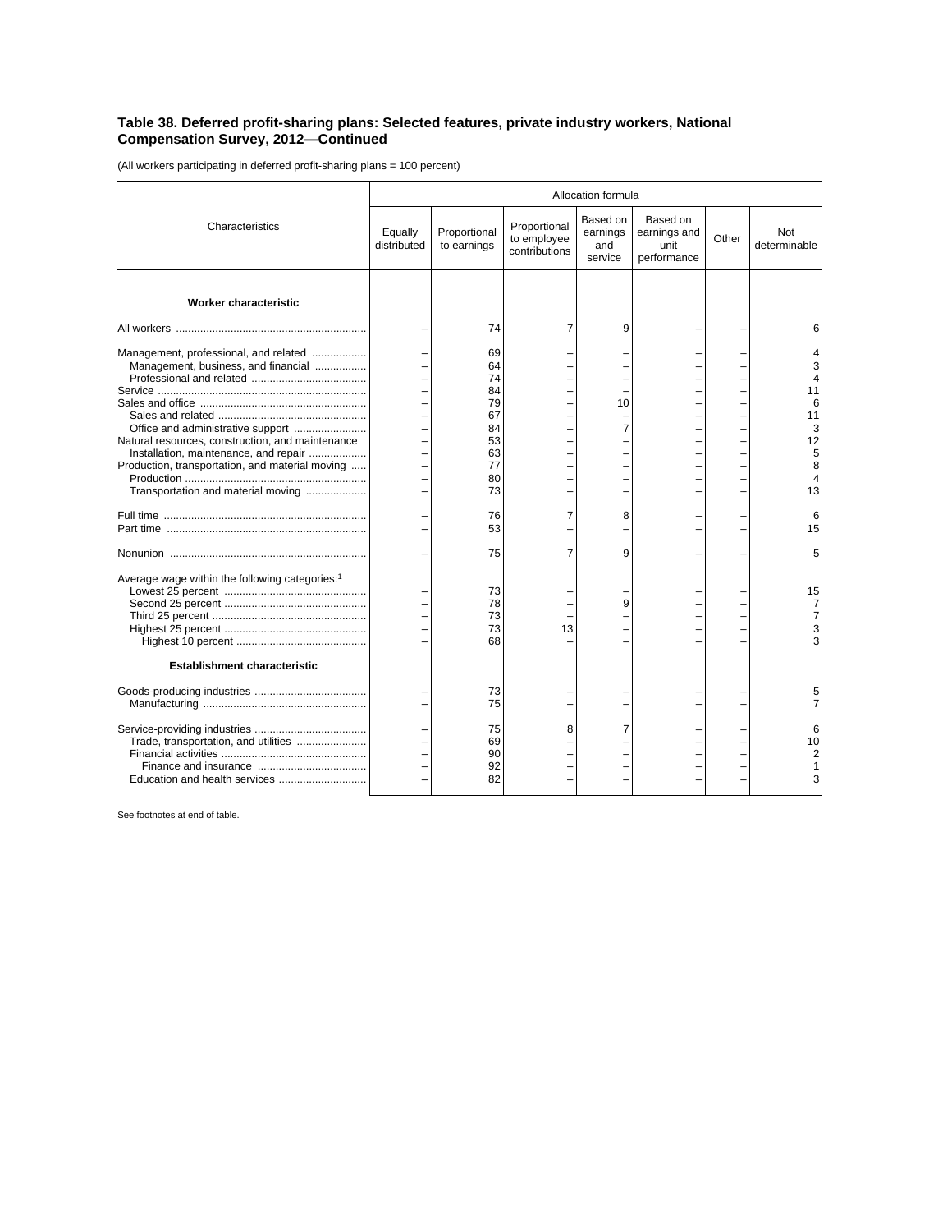**Table 38. Deferred profit-sharing plans: Selected features, private industry workers, National Compensation Survey, 2012—Continued**

(All workers participating in deferred profit-sharing plans = 100 percent)

| Characteristics | Allocation formula | | | | | | |
|---|---|---|---|---|---|---|---|
| | Equally distributed | Proportional to earnings | Proportional to employee contributions | Based on earnings and service | Based on earnings and unit performance | Other | Not determinable |
| **Worker characteristic** | | | | | | | |
| All workers | – | 74 | 7 | 9 | – | – | 6 |
| Management, professional, and related | – | 69 | – | – | – | – | 4 |
| Management, business, and financial | – | 64 | – | – | – | – | 3 |
| Professional and related | – | 74 | – | – | – | – | 4 |
| Service | – | 84 | – | – | – | – | 11 |
| Sales and office | – | 79 | – | 10 | – | – | 6 |
| Sales and related | – | 67 | – | – | – | – | 11 |
| Office and administrative support | – | 84 | – | 7 | – | – | 3 |
| Natural resources, construction, and maintenance | – | 53 | – | – | – | – | 12 |
| Installation, maintenance, and repair | – | 63 | – | – | – | – | 5 |
| Production, transportation, and material moving | – | 77 | – | – | – | – | 8 |
| Production | – | 80 | – | – | – | – | 4 |
| Transportation and material moving | – | 73 | – | – | – | – | 13 |
| Full time | – | 76 | 7 | 8 | – | – | 6 |
| Part time | – | 53 | – | – | – | – | 15 |
| Nonunion | – | 75 | 7 | 9 | – | – | 5 |
| Average wage within the following categories:[1] | | | | | | | |
| Lowest 25 percent | – | 73 | – | – | – | – | 15 |
| Second 25 percent | – | 78 | – | 9 | – | – | 7 |
| Third 25 percent | – | 73 | – | – | – | – | 7 |
| Highest 25 percent | – | 73 | 13 | – | – | – | 3 |
| Highest 10 percent | – | 68 | – | – | – | – | 3 |
| **Establishment characteristic** | | | | | | | |
| Goods-producing industries | – | 73 | – | – | – | – | 5 |
| Manufacturing | – | 75 | – | – | – | – | 7 |
| Service-providing industries | – | 75 | 8 | 7 | – | – | 6 |
| Trade, transportation, and utilities | – | 69 | – | – | – | – | 10 |
| Financial activities | – | 90 | – | – | – | – | 2 |
| Finance and insurance | – | 92 | – | – | – | – | 1 |
| Education and health services | – | 82 | – | – | – | – | 3 |

See footnotes at end of table.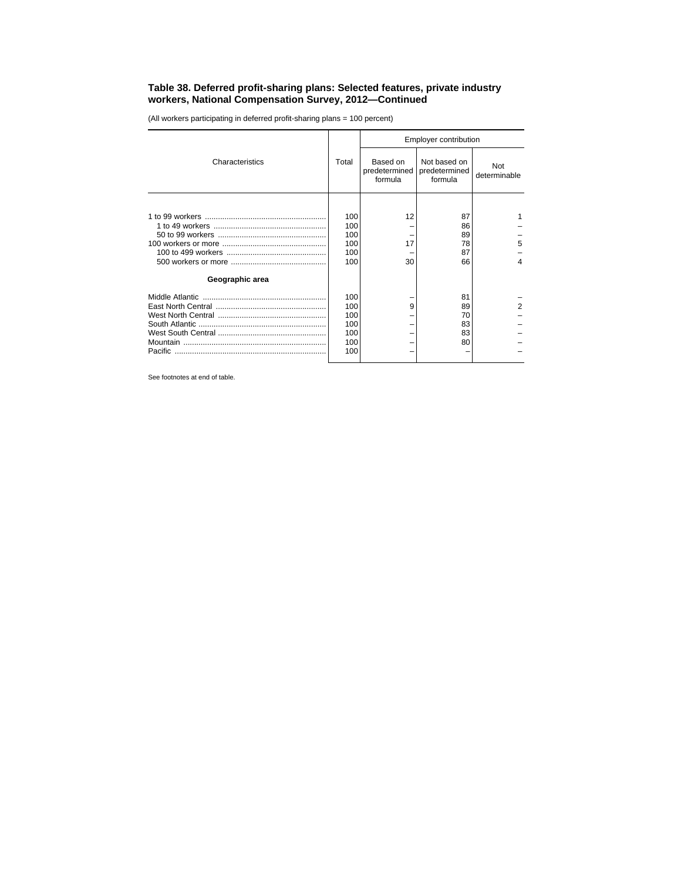**Table 38. Deferred profit-sharing plans: Selected features, private industry workers, National Compensation Survey, 2012—Continued**

(All workers participating in deferred profit-sharing plans = 100 percent)

| Characteristics | Total | Employer contribution | | |
|---|---|---|---|---|
| | | Based on predetermined formula | Not based on predetermined formula | Not determinable |
| 1 to 99 workers | 100 | 12 | 87 | 1 |
| 1 to 49 workers | 100 | – | 86 | – |
| 50 to 99 workers | 100 | – | 89 | – |
| 100 workers or more | 100 | 17 | 78 | 5 |
| 100 to 499 workers | 100 | – | 87 | – |
| 500 workers or more | 100 | 30 | 66 | 4 |
| **Geographic area** | | | | |
| Middle Atlantic | 100 | – | 81 | – |
| East North Central | 100 | 9 | 89 | 2 |
| West North Central | 100 | – | 70 | – |
| South Atlantic | 100 | – | 83 | – |
| West South Central | 100 | – | 83 | – |
| Mountain | 100 | – | 80 | – |
| Pacific | 100 | – | – | – |

See footnotes at end of table.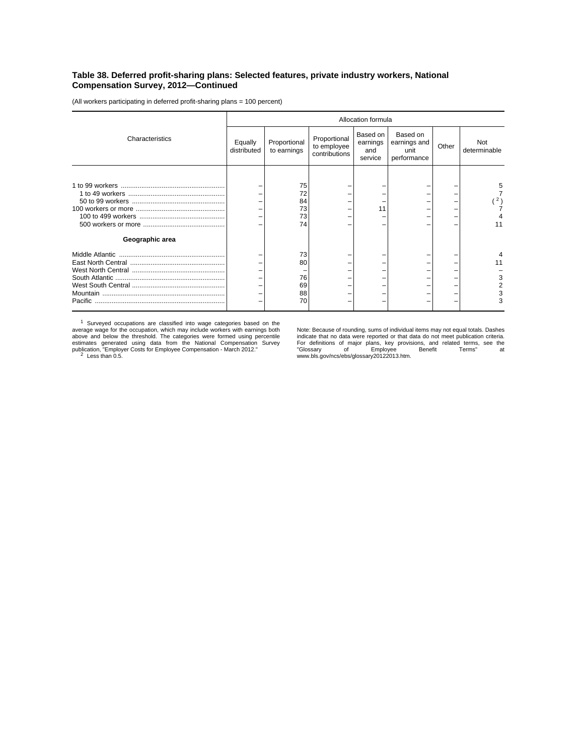### Table 38. Deferred profit-sharing plans: Selected features, private industry workers, National Compensation Survey, 2012—Continued

(All workers participating in deferred profit-sharing plans = 100 percent)

| Characteristics | Allocation formula | | | | | | |
|---|---|---|---|---|---|---|---|
| | Equally distributed | Proportional to earnings | Proportional to employee contributions | Based on earnings and service | Based on earnings and unit performance | Other | Not determinable |
| 1 to 99 workers | – | 75 | – | – | – | – | 5 |
| 1 to 49 workers | – | 72 | – | – | – | – | 7 |
| 50 to 99 workers | – | 84 | – | – | – | – | ( 2 ) |
| 100 workers or more | – | 73 | – | 11 | – | – | 7 |
| 100 to 499 workers | – | 73 | – | – | – | – | 4 |
| 500 workers or more | – | 74 | – | – | – | – | 11 |
| **Geographic area** | | | | | | | |
| Middle Atlantic | – | 73 | – | – | – | – | 4 |
| East North Central | – | 80 | – | – | – | – | 11 |
| West North Central | – | – | – | – | – | – | – |
| South Atlantic | – | 76 | – | – | – | – | 3 |
| West South Central | – | 69 | – | – | – | – | 2 |
| Mountain | – | 88 | – | – | – | – | 3 |
| Pacific | – | 70 | – | – | – | – | 3 |

[1] Surveyed occupations are classified into wage categories based on the average wage for the occupation, which may include workers with earnings both above and below the threshold. The categories were formed using percentile estimates generated using data from the National Compensation Survey publication, "Employer Costs for Employee Compensation - March 2012."

[2] Less than 0.5.

Note: Because of rounding, sums of individual items may not equal totals. Dashes indicate that no data were reported or that data do not meet publication criteria. For definitions of major plans, key provisions, and related terms, see the "Glossary of Employee Benefit Terms" at www.bls.gov/ncs/ebs/glossary20122013.htm.